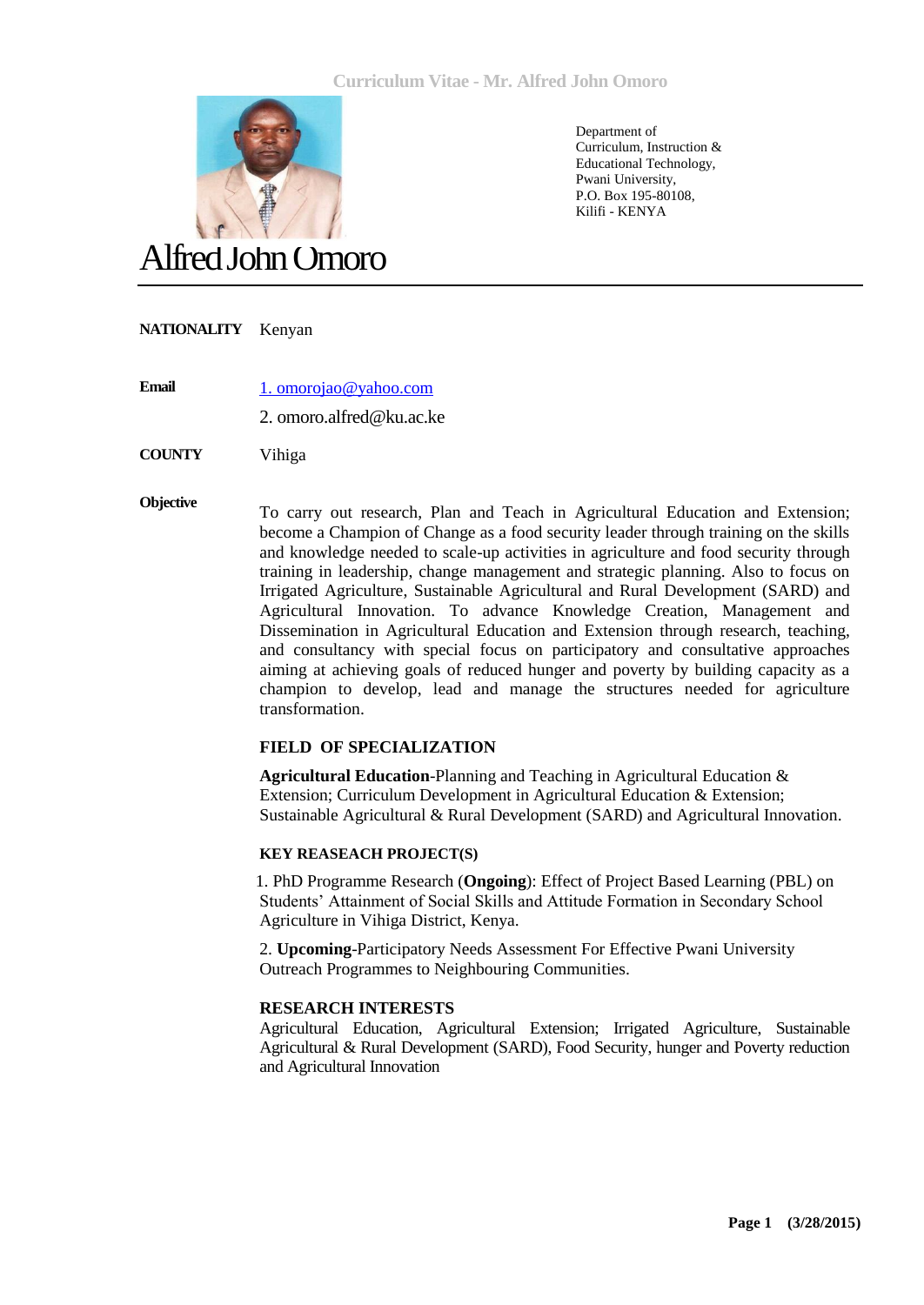# Alfred John Omoro

Department of
Curriculum, Instruction &
Educational Technology,
Pwani University,
P.O. Box 195-80108,
Kilifi - KENYA

**NATIONALITY** Kenyan

**Email** 1. omorojao@yahoo.com

2. omoro.alfred@ku.ac.ke

**COUNTY** Vihiga

**Objective**

To carry out research, Plan and Teach in Agricultural Education and Extension; become a Champion of Change as a food security leader through training on the skills and knowledge needed to scale-up activities in agriculture and food security through training in leadership, change management and strategic planning. Also to focus on Irrigated Agriculture, Sustainable Agricultural and Rural Development (SARD) and Agricultural Innovation. To advance Knowledge Creation, Management and Dissemination in Agricultural Education and Extension through research, teaching, and consultancy with special focus on participatory and consultative approaches aiming at achieving goals of reduced hunger and poverty by building capacity as a champion to develop, lead and manage the structures needed for agriculture transformation.

## FIELD OF SPECIALIZATION

**Agricultural Education**-Planning and Teaching in Agricultural Education & Extension; Curriculum Development in Agricultural Education & Extension; Sustainable Agricultural & Rural Development (SARD) and Agricultural Innovation.

### KEY REASEACH PROJECT(S)

1. PhD Programme Research (**Ongoing**): Effect of Project Based Learning (PBL) on Students' Attainment of Social Skills and Attitude Formation in Secondary School Agriculture in Vihiga District, Kenya.

2. **Upcoming**-Participatory Needs Assessment For Effective Pwani University Outreach Programmes to Neighbouring Communities.

## RESEARCH INTERESTS

Agricultural Education, Agricultural Extension; Irrigated Agriculture, Sustainable Agricultural & Rural Development (SARD), Food Security, hunger and Poverty reduction and Agricultural Innovation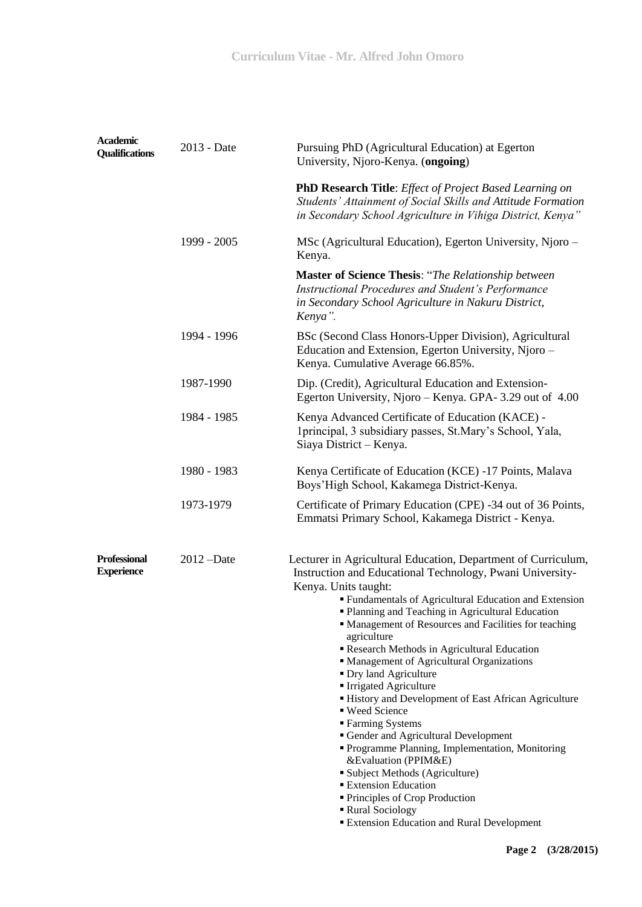| | | |
|---|---|---|
| **Academic Qualifications** | 2013 - Date | Pursuing PhD (Agricultural Education) at Egerton University, Njoro-Kenya. (**ongoing**)<br><br>**PhD Research Title**: *Effect of Project Based Learning on Students' Attainment of Social Skills and Attitude Formation in Secondary School Agriculture in Vihiga District, Kenya"* |
| | 1999 - 2005 | MSc (Agricultural Education), Egerton University, Njoro – Kenya.<br><br>**Master of Science Thesis**: "*The Relationship between Instructional Procedures and Student's Performance in Secondary School Agriculture in Nakuru District, Kenya".* |
| | 1994 - 1996 | BSc (Second Class Honors-Upper Division), Agricultural Education and Extension, Egerton University, Njoro – Kenya. Cumulative Average 66.85%. |
| | 1987-1990 | Dip. (Credit), Agricultural Education and Extension- Egerton University, Njoro – Kenya. GPA- 3.29 out of 4.00 |
| | 1984 - 1985 | Kenya Advanced Certificate of Education (KACE) - 1principal, 3 subsidiary passes, St.Mary's School, Yala, Siaya District – Kenya. |
| | 1980 - 1983 | Kenya Certificate of Education (KCE) -17 Points, Malava Boys'High School, Kakamega District-Kenya. |
| | 1973-1979 | Certificate of Primary Education (CPE) -34 out of 36 Points, Emmatsi Primary School, Kakamega District - Kenya. |
| **Professional Experience** | 2012 –Date | Lecturer in Agricultural Education, Department of Curriculum, Instruction and Educational Technology, Pwani University-Kenya. Units taught:<br>▪ Fundamentals of Agricultural Education and Extension<br>▪ Planning and Teaching in Agricultural Education<br>▪ Management of Resources and Facilities for teaching agriculture<br>▪ Research Methods in Agricultural Education<br>▪ Management of Agricultural Organizations<br>▪ Dry land Agriculture<br>▪ Irrigated Agriculture<br>▪ History and Development of East African Agriculture<br>▪ Weed Science<br>▪ Farming Systems<br>▪ Gender and Agricultural Development<br>▪ Programme Planning, Implementation, Monitoring &Evaluation (PPIM&E)<br>▪ Subject Methods (Agriculture)<br>▪ Extension Education<br>▪ Principles of Crop Production<br>▪ Rural Sociology<br>▪ Extension Education and Rural Development |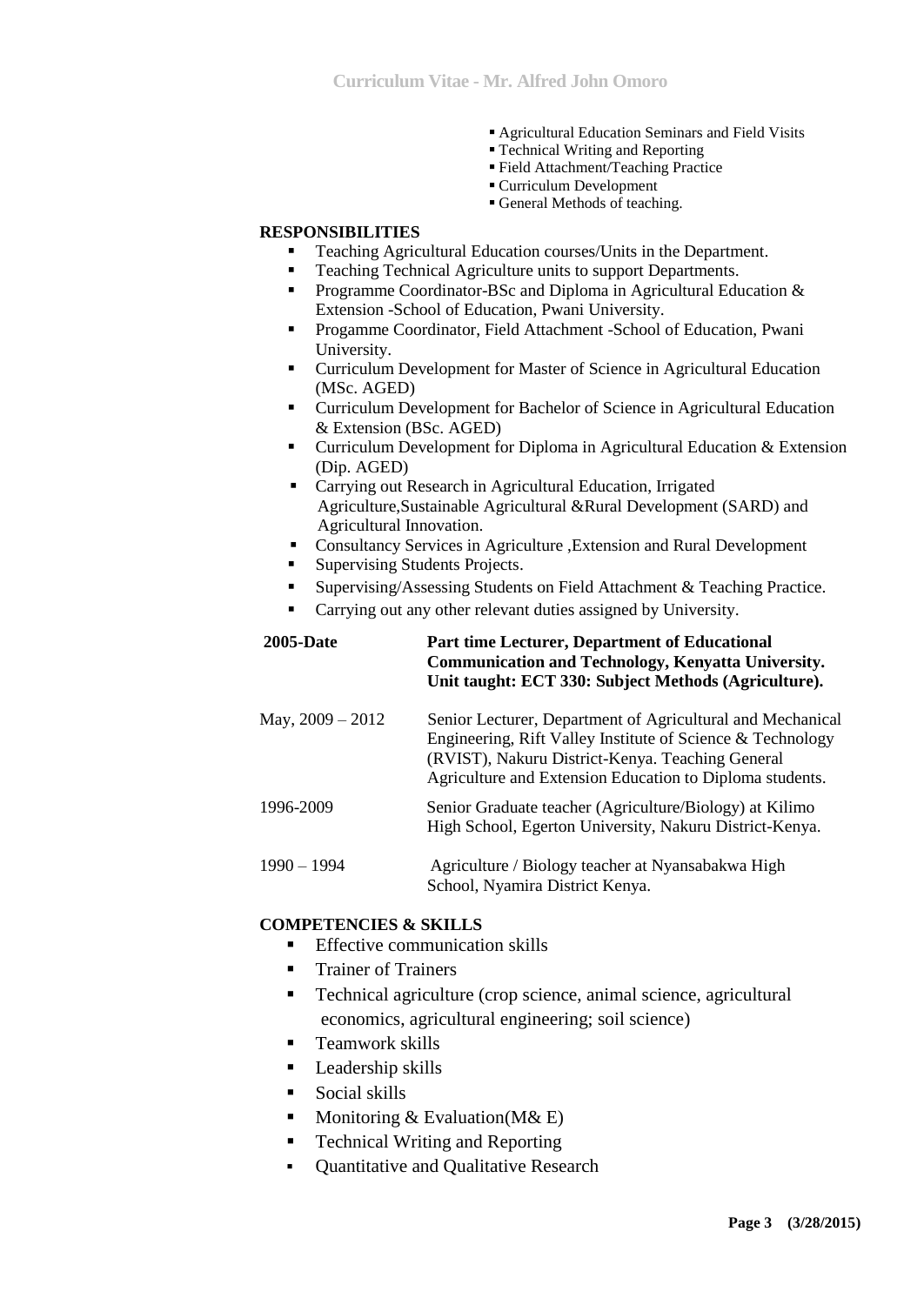- Agricultural Education Seminars and Field Visits
- Technical Writing and Reporting
- Field Attachment/Teaching Practice
- Curriculum Development
- General Methods of teaching.

**RESPONSIBILITIES**

- Teaching Agricultural Education courses/Units in the Department.
- Teaching Technical Agriculture units to support Departments.
- Programme Coordinator-BSc and Diploma in Agricultural Education & Extension -School of Education, Pwani University.
- Progamme Coordinator, Field Attachment -School of Education, Pwani University.
- Curriculum Development for Master of Science in Agricultural Education (MSc. AGED)
- Curriculum Development for Bachelor of Science in Agricultural Education & Extension (BSc. AGED)
- Curriculum Development for Diploma in Agricultural Education & Extension (Dip. AGED)
- Carrying out Research in Agricultural Education, Irrigated Agriculture,Sustainable Agricultural &Rural Development (SARD) and Agricultural Innovation.
- Consultancy Services in Agriculture ,Extension and Rural Development
- Supervising Students Projects.
- Supervising/Assessing Students on Field Attachment & Teaching Practice.
- Carrying out any other relevant duties assigned by University.

| | |
|---|---|
| **2005-Date** | **Part time Lecturer, Department of Educational Communication and Technology, Kenyatta University. Unit taught: ECT 330: Subject Methods (Agriculture).** |
| May, 2009 – 2012 | Senior Lecturer, Department of Agricultural and Mechanical Engineering, Rift Valley Institute of Science & Technology (RVIST), Nakuru District-Kenya. Teaching General Agriculture and Extension Education to Diploma students. |
| 1996-2009 | Senior Graduate teacher (Agriculture/Biology) at Kilimo High School, Egerton University, Nakuru District-Kenya. |
| 1990 – 1994 | Agriculture / Biology teacher at Nyansabakwa High School, Nyamira District Kenya. |

**COMPETENCIES & SKILLS**

- Effective communication skills
- Trainer of Trainers
- Technical agriculture (crop science, animal science, agricultural economics, agricultural engineering; soil science)
- Teamwork skills
- Leadership skills
- Social skills
- Monitoring & Evaluation(M& E)
- Technical Writing and Reporting
- Quantitative and Qualitative Research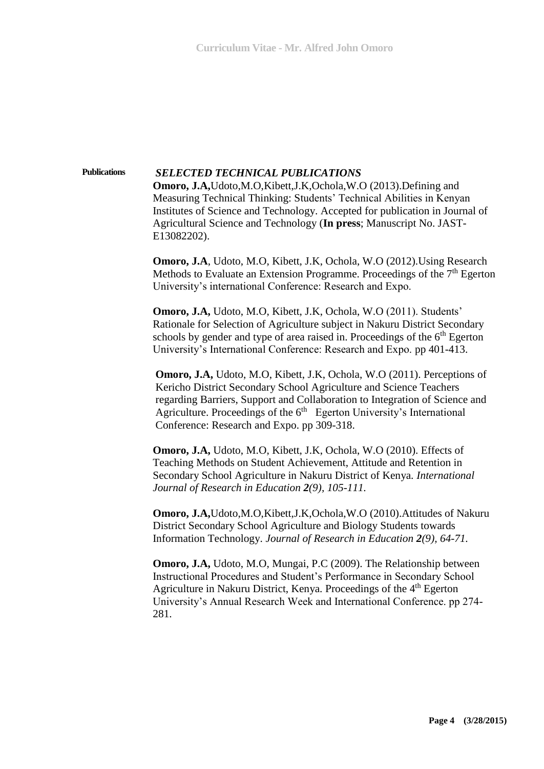**Publications**

## *SELECTED TECHNICAL PUBLICATIONS*

**Omoro, J.A,**Udoto,M.O,Kibett,J.K,Ochola,W.O (2013).Defining and Measuring Technical Thinking: Students' Technical Abilities in Kenyan Institutes of Science and Technology. Accepted for publication in Journal of Agricultural Science and Technology (**In press**; Manuscript No. JAST-E13082202).

**Omoro, J.A**, Udoto, M.O, Kibett, J.K, Ochola, W.O (2012).Using Research Methods to Evaluate an Extension Programme. Proceedings of the 7th Egerton University's international Conference: Research and Expo.

**Omoro, J.A,** Udoto, M.O, Kibett, J.K, Ochola, W.O (2011). Students' Rationale for Selection of Agriculture subject in Nakuru District Secondary schools by gender and type of area raised in. Proceedings of the 6th Egerton University's International Conference: Research and Expo. pp 401-413.

**Omoro, J.A,** Udoto, M.O, Kibett, J.K, Ochola, W.O (2011). Perceptions of Kericho District Secondary School Agriculture and Science Teachers regarding Barriers, Support and Collaboration to Integration of Science and Agriculture. Proceedings of the 6th Egerton University's International Conference: Research and Expo. pp 309-318.

**Omoro, J.A,** Udoto, M.O, Kibett, J.K, Ochola, W.O (2010). Effects of Teaching Methods on Student Achievement, Attitude and Retention in Secondary School Agriculture in Nakuru District of Kenya. *International Journal of Research in Education **2**(9), 105-111.*

**Omoro, J.A,**Udoto,M.O,Kibett,J.K,Ochola,W.O (2010).Attitudes of Nakuru District Secondary School Agriculture and Biology Students towards Information Technology. *Journal of Research in Education **2**(9), 64-71.*

**Omoro, J.A,** Udoto, M.O, Mungai, P.C (2009). The Relationship between Instructional Procedures and Student's Performance in Secondary School Agriculture in Nakuru District, Kenya. Proceedings of the 4th Egerton University's Annual Research Week and International Conference. pp 274-281.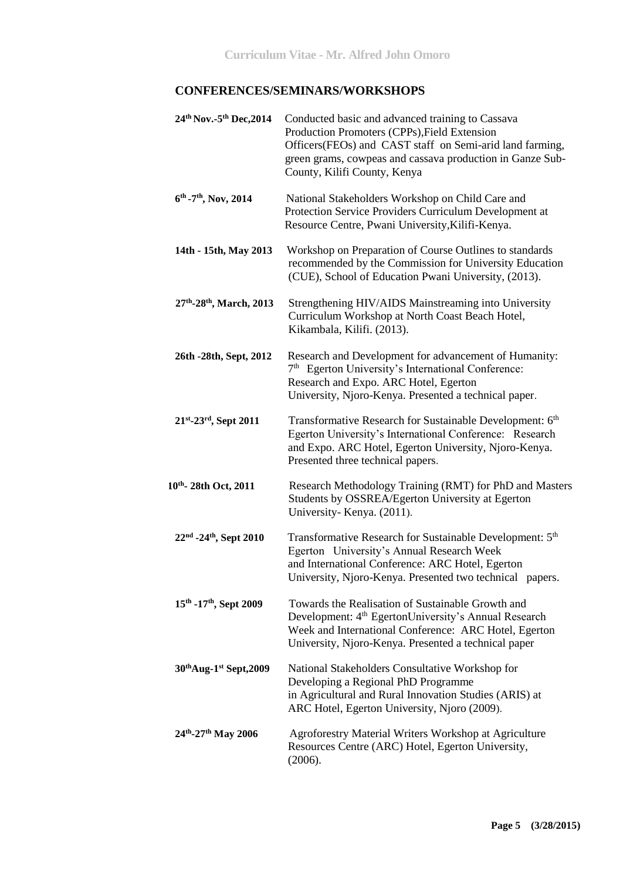## CONFERENCES/SEMINARS/WORKSHOPS

| | |
|---|---|
| **24th Nov.-5th Dec,2014** | Conducted basic and advanced training to Cassava Production Promoters (CPPs),Field Extension Officers(FEOs) and CAST staff on Semi-arid land farming, green grams, cowpeas and cassava production in Ganze Sub-County, Kilifi County, Kenya |
| **6th -7th, Nov, 2014** | National Stakeholders Workshop on Child Care and Protection Service Providers Curriculum Development at Resource Centre, Pwani University,Kilifi-Kenya. |
| **14th - 15th, May 2013** | Workshop on Preparation of Course Outlines to standards recommended by the Commission for University Education (CUE), School of Education Pwani University, (2013). |
| **27th-28th, March, 2013** | Strengthening HIV/AIDS Mainstreaming into University Curriculum Workshop at North Coast Beach Hotel, Kikambala, Kilifi. (2013). |
| **26th -28th, Sept, 2012** | Research and Development for advancement of Humanity: 7th Egerton University's International Conference: Research and Expo. ARC Hotel, Egerton University, Njoro-Kenya. Presented a technical paper. |
| **21st-23rd, Sept 2011** | Transformative Research for Sustainable Development: 6th Egerton University's International Conference: Research and Expo. ARC Hotel, Egerton University, Njoro-Kenya. Presented three technical papers. |
| **10th- 28th Oct, 2011** | Research Methodology Training (RMT) for PhD and Masters Students by OSSREA/Egerton University at Egerton University- Kenya. (2011). |
| **22nd -24th, Sept 2010** | Transformative Research for Sustainable Development: 5th Egerton University's Annual Research Week and International Conference: ARC Hotel, Egerton University, Njoro-Kenya. Presented two technical papers. |
| **15th -17th, Sept 2009** | Towards the Realisation of Sustainable Growth and Development: 4th EgertonUniversity's Annual Research Week and International Conference: ARC Hotel, Egerton University, Njoro-Kenya. Presented a technical paper |
| **30thAug-1st Sept,2009** | National Stakeholders Consultative Workshop for Developing a Regional PhD Programme in Agricultural and Rural Innovation Studies (ARIS) at ARC Hotel, Egerton University, Njoro (2009). |
| **24th-27th May 2006** | Agroforestry Material Writers Workshop at Agriculture Resources Centre (ARC) Hotel, Egerton University, (2006). |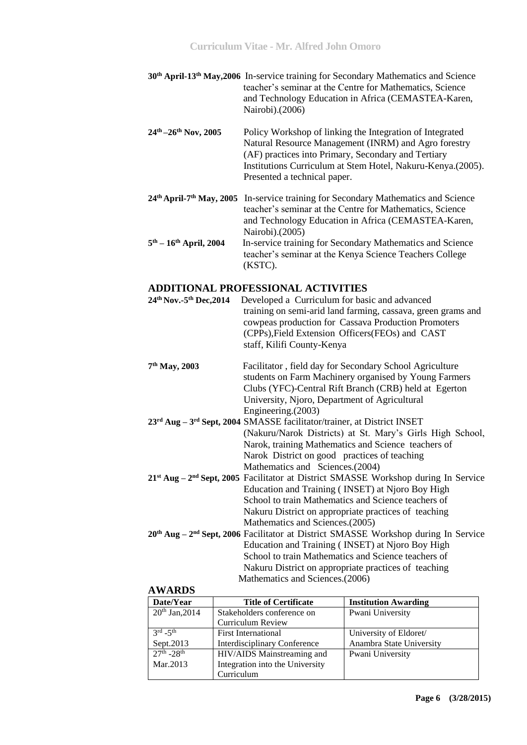**30th April-13th May,2006** In-service training for Secondary Mathematics and Science teacher's seminar at the Centre for Mathematics, Science and Technology Education in Africa (CEMASTEA-Karen, Nairobi).(2006)

**24th –26th Nov, 2005** Policy Workshop of linking the Integration of Integrated Natural Resource Management (INRM) and Agro forestry (AF) practices into Primary, Secondary and Tertiary Institutions Curriculum at Stem Hotel, Nakuru-Kenya.(2005). Presented a technical paper.

**24th April-7th May, 2005** In-service training for Secondary Mathematics and Science teacher's seminar at the Centre for Mathematics, Science and Technology Education in Africa (CEMASTEA-Karen, Nairobi).(2005)

**5th – 16th April, 2004** In-service training for Secondary Mathematics and Science teacher's seminar at the Kenya Science Teachers College (KSTC).

## ADDITIONAL PROFESSIONAL ACTIVITIES

**24th Nov.-5th Dec,2014** Developed a Curriculum for basic and advanced training on semi-arid land farming, cassava, green grams and cowpeas production for Cassava Production Promoters (CPPs),Field Extension Officers(FEOs) and CAST staff, Kilifi County-Kenya

**7th May, 2003** Facilitator , field day for Secondary School Agriculture students on Farm Machinery organised by Young Farmers Clubs (YFC)-Central Rift Branch (CRB) held at Egerton University, Njoro, Department of Agricultural Engineering.(2003)

**23rd Aug – 3rd Sept, 2004** SMASSE facilitator/trainer, at District INSET (Nakuru/Narok Districts) at St. Mary's Girls High School, Narok, training Mathematics and Science teachers of Narok District on good practices of teaching Mathematics and Sciences.(2004)

**21st Aug – 2nd Sept, 2005** Facilitator at District SMASSE Workshop during In Service Education and Training ( INSET) at Njoro Boy High School to train Mathematics and Science teachers of Nakuru District on appropriate practices of teaching Mathematics and Sciences.(2005)

**20th Aug – 2nd Sept, 2006** Facilitator at District SMASSE Workshop during In Service Education and Training ( INSET) at Njoro Boy High School to train Mathematics and Science teachers of Nakuru District on appropriate practices of teaching Mathematics and Sciences.(2006)

## AWARDS

| Date/Year | Title of Certificate | Institution Awarding |
|---|---|---|
| 20th Jan,2014 | Stakeholders conference on Curriculum Review | Pwani University |
| 3rd -5th Sept.2013 | First International Interdisciplinary Conference | University of Eldoret/ Anambra State University |
| 27th -28th Mar.2013 | HIV/AIDS Mainstreaming and Integration into the University Curriculum | Pwani University |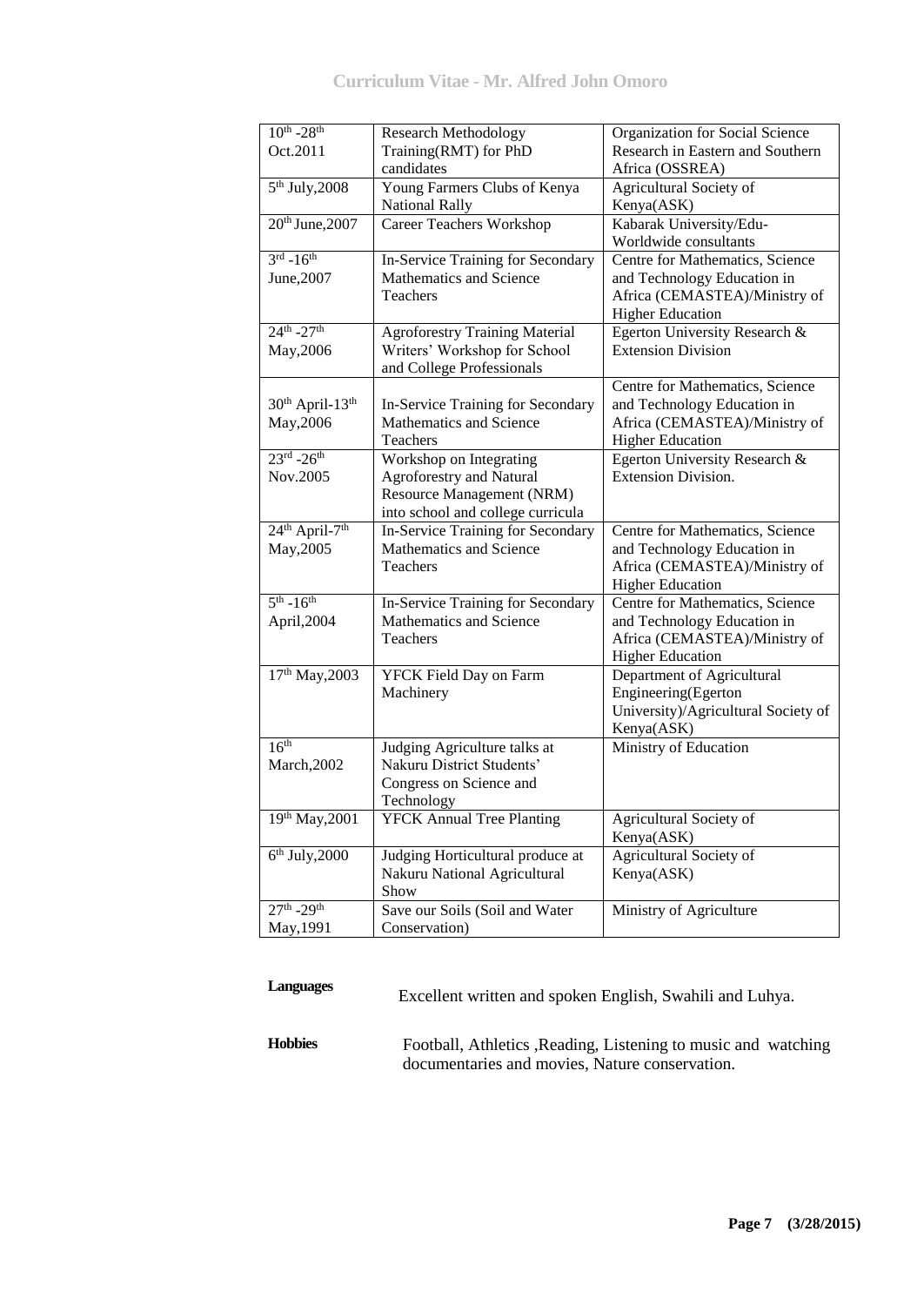| | | |
|---|---|---|
| 10th -28th Oct.2011 | Research Methodology Training(RMT) for PhD candidates | Organization for Social Science Research in Eastern and Southern Africa (OSSREA) |
| 5th July,2008 | Young Farmers Clubs of Kenya National Rally | Agricultural Society of Kenya(ASK) |
| 20th June,2007 | Career Teachers Workshop | Kabarak University/Edu-Worldwide consultants |
| 3rd -16th June,2007 | In-Service Training for Secondary Mathematics and Science Teachers | Centre for Mathematics, Science and Technology Education in Africa (CEMASTEA)/Ministry of Higher Education |
| 24th -27th May,2006 | Agroforestry Training Material Writers' Workshop for School and College Professionals | Egerton University Research & Extension Division |
| 30th April-13th May,2006 | In-Service Training for Secondary Mathematics and Science Teachers | Centre for Mathematics, Science and Technology Education in Africa (CEMASTEA)/Ministry of Higher Education |
| 23rd -26th Nov.2005 | Workshop on Integrating Agroforestry and Natural Resource Management (NRM) into school and college curricula | Egerton University Research & Extension Division. |
| 24th April-7th May,2005 | In-Service Training for Secondary Mathematics and Science Teachers | Centre for Mathematics, Science and Technology Education in Africa (CEMASTEA)/Ministry of Higher Education |
| 5th -16th April,2004 | In-Service Training for Secondary Mathematics and Science Teachers | Centre for Mathematics, Science and Technology Education in Africa (CEMASTEA)/Ministry of Higher Education |
| 17th May,2003 | YFCK Field Day on Farm Machinery | Department of Agricultural Engineering(Egerton University)/Agricultural Society of Kenya(ASK) |
| 16th March,2002 | Judging Agriculture talks at Nakuru District Students' Congress on Science and Technology | Ministry of Education |
| 19th May,2001 | YFCK Annual Tree Planting | Agricultural Society of Kenya(ASK) |
| 6th July,2000 | Judging Horticultural produce at Nakuru National Agricultural Show | Agricultural Society of Kenya(ASK) |
| 27th -29th May,1991 | Save our Soils (Soil and Water Conservation) | Ministry of Agriculture |

**Languages** Excellent written and spoken English, Swahili and Luhya.

**Hobbies** Football, Athletics ,Reading, Listening to music and watching documentaries and movies, Nature conservation.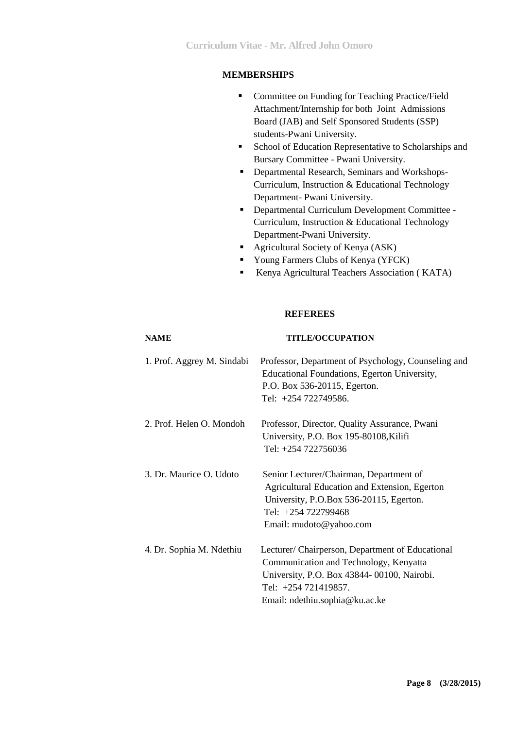## MEMBERSHIPS

- Committee on Funding for Teaching Practice/Field Attachment/Internship for both Joint Admissions Board (JAB) and Self Sponsored Students (SSP) students-Pwani University.
- School of Education Representative to Scholarships and Bursary Committee - Pwani University.
- Departmental Research, Seminars and Workshops- Curriculum, Instruction & Educational Technology Department- Pwani University.
- Departmental Curriculum Development Committee - Curriculum, Instruction & Educational Technology Department-Pwani University.
- Agricultural Society of Kenya (ASK)
- Young Farmers Clubs of Kenya (YFCK)
- Kenya Agricultural Teachers Association ( KATA)

## REFEREES

| NAME | TITLE/OCCUPATION |
|---|---|
| 1. Prof. Aggrey M. Sindabi | Professor, Department of Psychology, Counseling and Educational Foundations, Egerton University, P.O. Box 536-20115, Egerton. Tel: +254 722749586. |
| 2. Prof. Helen O. Mondoh | Professor, Director, Quality Assurance, Pwani University, P.O. Box 195-80108,Kilifi Tel: +254 722756036 |
| 3. Dr. Maurice O. Udoto | Senior Lecturer/Chairman, Department of Agricultural Education and Extension, Egerton University, P.O.Box 536-20115, Egerton. Tel: +254 722799468 Email: mudoto@yahoo.com |
| 4. Dr. Sophia M. Ndethiu | Lecturer/ Chairperson, Department of Educational Communication and Technology, Kenyatta University, P.O. Box 43844- 00100, Nairobi. Tel: +254 721419857. Email: ndethiu.sophia@ku.ac.ke |